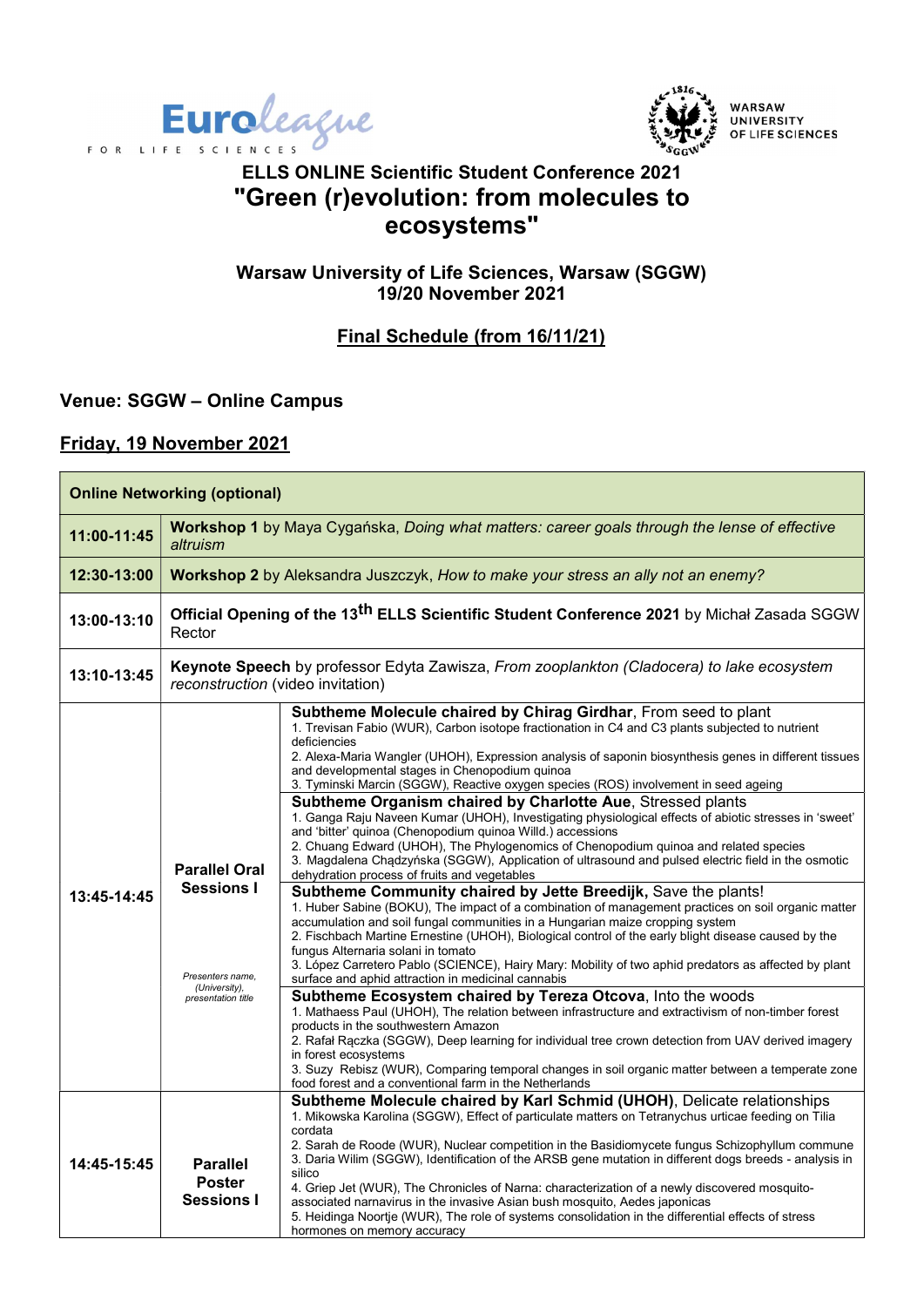Euroleague FOR LIFE SCIENCES

WARSAW UNIVERSITY OF LIFE SCIENCES

# ELLS ONLINE Scientific Student Conference 2021
# "Green (r)evolution: from molecules to ecosystems"

## Warsaw University of Life Sciences, Warsaw (SGGW)
## 19/20 November 2021

## Final Schedule (from 16/11/21)

### Venue: SGGW – Online Campus

### Friday, 19 November 2021

| | | |
|---|---|---|
| **Online Networking (optional)** | | |
| **11:00-11:45** | **Workshop 1** by Maya Cygańska, *Doing what matters: career goals through the lense of effective altruism* | |
| **12:30-13:00** | **Workshop 2** by Aleksandra Juszczyk, *How to make your stress an ally not an enemy?* | |
| **13:00-13:10** | **Official Opening of the 13th ELLS Scientific Student Conference 2021** by Michał Zasada SGGW Rector | |
| **13:10-13:45** | **Keynote Speech** by professor Edyta Zawisza, *From zooplankton (Cladocera) to lake ecosystem reconstruction* (video invitation) | |
| **13:45-14:45** | **Parallel Oral Sessions I**<br><br>*Presenters name, (University), presentation title* | **Subtheme Molecule chaired by Chirag Girdhar**, From seed to plant<br>1. Trevisan Fabio (WUR), Carbon isotope fractionation in C4 and C3 plants subjected to nutrient deficiencies<br>2. Alexa-Maria Wangler (UHOH), Expression analysis of saponin biosynthesis genes in different tissues and developmental stages in Chenopodium quinoa<br>3. Tyminski Marcin (SGGW), Reactive oxygen species (ROS) involvement in seed ageing |
| | | **Subtheme Organism chaired by Charlotte Aue**, Stressed plants<br>1. Ganga Raju Naveen Kumar (UHOH), Investigating physiological effects of abiotic stresses in 'sweet' and 'bitter' quinoa (Chenopodium quinoa Willd.) accessions<br>2. Chuang Edward (UHOH), The Phylogenomics of Chenopodium quinoa and related species<br>3. Magdalena Chądzyńska (SGGW), Application of ultrasound and pulsed electric field in the osmotic dehydration process of fruits and vegetables |
| | | **Subtheme Community chaired by Jette Breedijk,** Save the plants!<br>1. Huber Sabine (BOKU), The impact of a combination of management practices on soil organic matter accumulation and soil fungal communities in a Hungarian maize cropping system<br>2. Fischbach Martine Ernestine (UHOH), Biological control of the early blight disease caused by the fungus Alternaria solani in tomato<br>3. López Carretero Pablo (SCIENCE), Hairy Mary: Mobility of two aphid predators as affected by plant surface and aphid attraction in medicinal cannabis |
| | | **Subtheme Ecosystem chaired by Tereza Otcova**, Into the woods<br>1. Mathaess Paul (UHOH), The relation between infrastructure and extractivism of non-timber forest products in the southwestern Amazon<br>2. Rafał Rączka (SGGW), Deep learning for individual tree crown detection from UAV derived imagery in forest ecosystems<br>3. Suzy Rebisz (WUR), Comparing temporal changes in soil organic matter between a temperate zone food forest and a conventional farm in the Netherlands |
| **14:45-15:45** | **Parallel Poster Sessions I** | **Subtheme Molecule chaired by Karl Schmid (UHOH)**, Delicate relationships<br>1. Mikowska Karolina (SGGW), Effect of particulate matters on Tetranychus urticae feeding on Tilia cordata<br>2. Sarah de Roode (WUR), Nuclear competition in the Basidiomycete fungus Schizophyllum commune<br>3. Daria Wilim (SGGW), Identification of the ARSB gene mutation in different dogs breeds - analysis in silico<br>4. Griep Jet (WUR), The Chronicles of Narna: characterization of a newly discovered mosquito-associated narnavirus in the invasive Asian bush mosquito, Aedes japonicas<br>5. Heidinga Noortje (WUR), The role of systems consolidation in the differential effects of stress hormones on memory accuracy |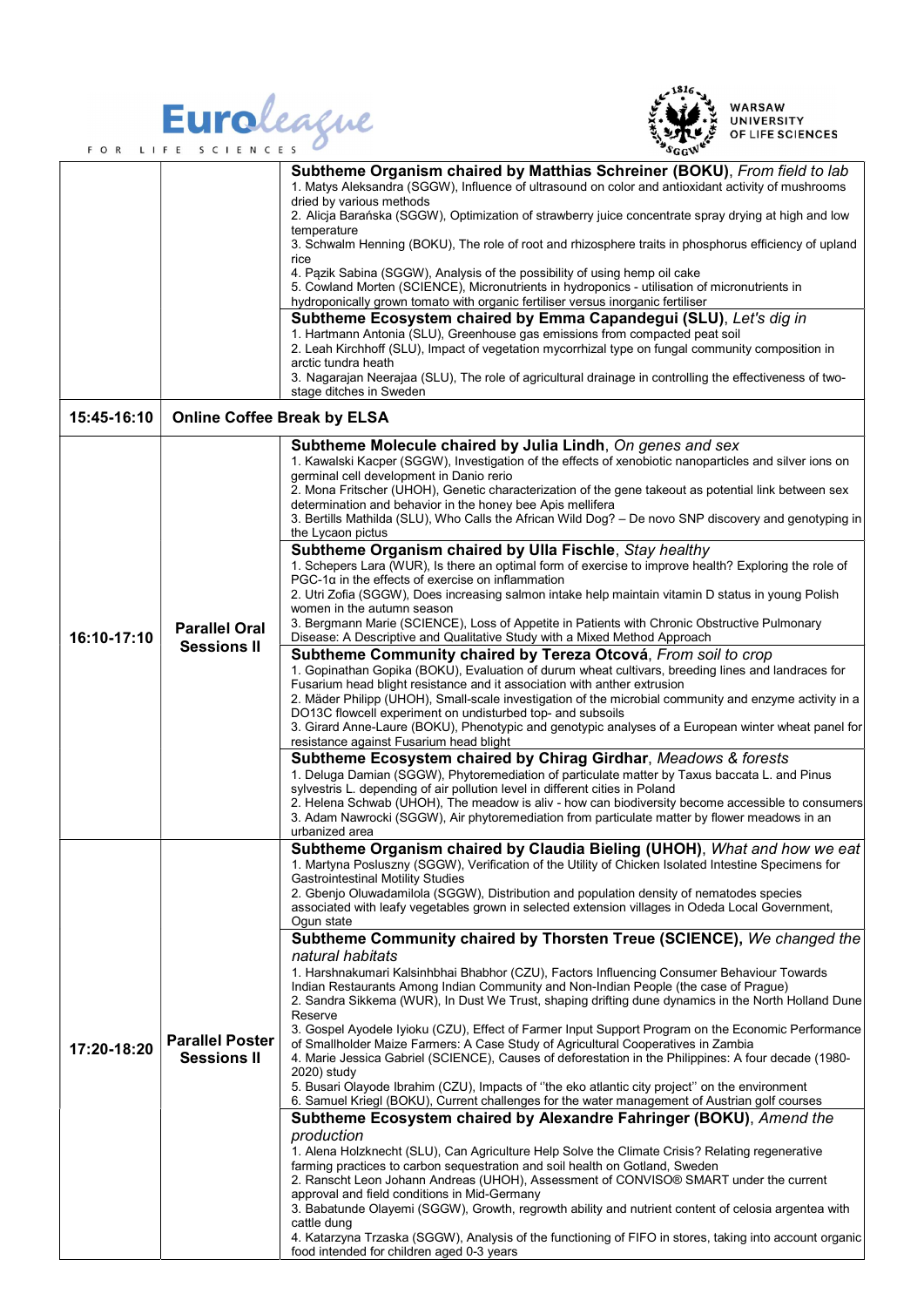| | | |
|---|---|---|
| | | **Subtheme Organism chaired by Matthias Schreiner (BOKU)**, *From field to lab*<br>1. Matys Aleksandra (SGGW), Influence of ultrasound on color and antioxidant activity of mushrooms dried by various methods<br>2. Alicja Barańska (SGGW), Optimization of strawberry juice concentrate spray drying at high and low temperature<br>3. Schwalm Henning (BOKU), The role of root and rhizosphere traits in phosphorus efficiency of upland rice<br>4. Pązik Sabina (SGGW), Analysis of the possibility of using hemp oil cake<br>5. Cowland Morten (SCIENCE), Micronutrients in hydroponics - utilisation of micronutrients in hydroponically grown tomato with organic fertiliser versus inorganic fertiliser<br>**Subtheme Ecosystem chaired by Emma Capandegui (SLU)**, *Let's dig in*<br>1. Hartmann Antonia (SLU), Greenhouse gas emissions from compacted peat soil<br>2. Leah Kirchhoff (SLU), Impact of vegetation mycorrhizal type on fungal community composition in arctic tundra heath<br>3. Nagarajan Neerajaa (SLU), The role of agricultural drainage in controlling the effectiveness of two-stage ditches in Sweden |
| **15:45-16:10** | **Online Coffee Break by ELSA** | |
| **16:10-17:10** | **Parallel Oral Sessions II** | **Subtheme Molecule chaired by Julia Lindh**, *On genes and sex*<br>1. Kawalski Kacper (SGGW), Investigation of the effects of xenobiotic nanoparticles and silver ions on germinal cell development in Danio rerio<br>2. Mona Fritscher (UHOH), Genetic characterization of the gene takeout as potential link between sex determination and behavior in the honey bee Apis mellifera<br>3. Bertills Mathilda (SLU), Who Calls the African Wild Dog? – De novo SNP discovery and genotyping in the Lycaon pictus<br>**Subtheme Organism chaired by Ulla Fischle**, *Stay healthy*<br>1. Schepers Lara (WUR), Is there an optimal form of exercise to improve health? Exploring the role of PGC-1α in the effects of exercise on inflammation<br>2. Utri Zofia (SGGW), Does increasing salmon intake help maintain vitamin D status in young Polish women in the autumn season<br>3. Bergmann Marie (SCIENCE), Loss of Appetite in Patients with Chronic Obstructive Pulmonary Disease: A Descriptive and Qualitative Study with a Mixed Method Approach<br>**Subtheme Community chaired by Tereza Otcová**, *From soil to crop*<br>1. Gopinathan Gopika (BOKU), Evaluation of durum wheat cultivars, breeding lines and landraces for Fusarium head blight resistance and it association with anther extrusion<br>2. Mäder Philipp (UHOH), Small-scale investigation of the microbial community and enzyme activity in a DO13C flowcell experiment on undisturbed top- and subsoils<br>3. Girard Anne-Laure (BOKU), Phenotypic and genotypic analyses of a European winter wheat panel for resistance against Fusarium head blight<br>**Subtheme Ecosystem chaired by Chirag Girdhar**, *Meadows & forests*<br>1. Deluga Damian (SGGW), Phytoremediation of particulate matter by Taxus baccata L. and Pinus sylvestris L. depending of air pollution level in different cities in Poland<br>2. Helena Schwab (UHOH), The meadow is aliv - how can biodiversity become accessible to consumers<br>3. Adam Nawrocki (SGGW), Air phytoremediation from particulate matter by flower meadows in an urbanized area |
| **17:20-18:20** | **Parallel Poster Sessions II** | **Subtheme Organism chaired by Claudia Bieling (UHOH)**, *What and how we eat*<br>1. Martyna Posluszny (SGGW), Verification of the Utility of Chicken Isolated Intestine Specimens for Gastrointestinal Motility Studies<br>2. Gbenjo Oluwadamilola (SGGW), Distribution and population density of nematodes species associated with leafy vegetables grown in selected extension villages in Odeda Local Government, Ogun state<br>**Subtheme Community chaired by Thorsten Treue (SCIENCE)**, *We changed the natural habitats*<br>1. Harshnakumari Kalsinhbhai Bhabhor (CZU), Factors Influencing Consumer Behaviour Towards Indian Restaurants Among Indian Community and Non-Indian People (the case of Prague)<br>2. Sandra Sikkema (WUR), In Dust We Trust, shaping drifting dune dynamics in the North Holland Dune Reserve<br>3. Gospel Ayodele Iyioku (CZU), Effect of Farmer Input Support Program on the Economic Performance of Smallholder Maize Farmers: A Case Study of Agricultural Cooperatives in Zambia<br>4. Marie Jessica Gabriel (SCIENCE), Causes of deforestation in the Philippines: A four decade (1980-2020) study<br>5. Busari Olayode Ibrahim (CZU), Impacts of "the eko atlantic city project" on the environment<br>6. Samuel Kriegl (BOKU), Current challenges for the water management of Austrian golf courses<br>**Subtheme Ecosystem chaired by Alexandre Fahringer (BOKU)**, *Amend the production*<br>1. Alena Holzknecht (SLU), Can Agriculture Help Solve the Climate Crisis? Relating regenerative farming practices to carbon sequestration and soil health on Gotland, Sweden<br>2. Ranscht Leon Johann Andreas (UHOH), Assessment of CONVISO® SMART under the current approval and field conditions in Mid-Germany<br>3. Babatunde Olayemi (SGGW), Growth, regrowth ability and nutrient content of celosia argentea with cattle dung<br>4. Katarzyna Trzaska (SGGW), Analysis of the functioning of FIFO in stores, taking into account organic food intended for children aged 0-3 years |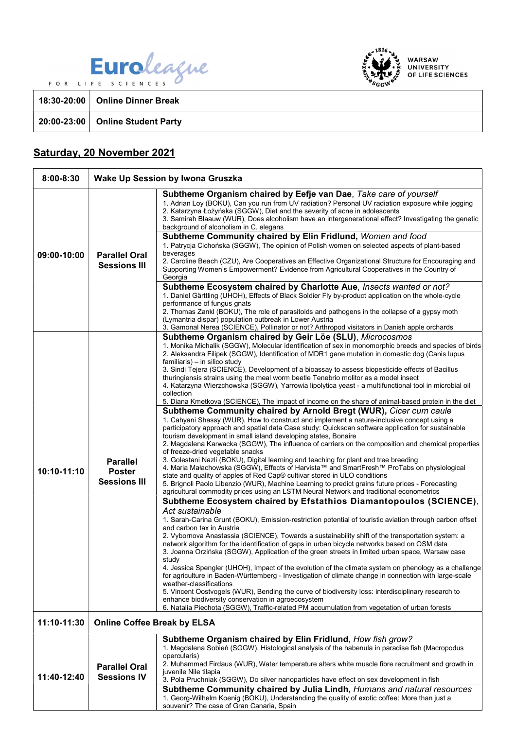| | |
|---|---|
| 18:30-20:00 | **Online Dinner Break** |
| 20:00-23:00 | **Online Student Party** |

## Saturday, 20 November 2021

| | | |
|---|---|---|
| **8:00-8:30** | **Wake Up Session by Iwona Gruszka** | |
| **09:00-10:00** | **Parallel Oral Sessions III** | **Subtheme Organism chaired by Eefje van Dae**, *Take care of yourself*<br>1. Adrian Loy (BOKU), Can you run from UV radiation? Personal UV radiation exposure while jogging<br>2. Katarzyna Łożyńska (SGGW), Diet and the severity of acne in adolescents<br>3. Samirah Blaauw (WUR), Does alcoholism have an intergenerational effect? Investigating the genetic background of alcoholism in C. elegans |
| | | **Subtheme Community chaired by Elin Fridlund**, *Women and food*<br>1. Patrycja Cichońska (SGGW), The opinion of Polish women on selected aspects of plant-based beverages<br>2. Caroline Beach (CZU), Are Cooperatives an Effective Organizational Structure for Encouraging and Supporting Women's Empowerment? Evidence from Agricultural Cooperatives in the Country of Georgia |
| | | **Subtheme Ecosystem chaired by Charlotte Aue**, *Insects wanted or not?*<br>1. Daniel Gärttling (UHOH), Effects of Black Soldier Fly by-product application on the whole-cycle performance of fungus gnats<br>2. Thomas Zankl (BOKU), The role of parasitoids and pathogens in the collapse of a gypsy moth (Lymantria dispar) population outbreak in Lower Austria<br>3. Gamonal Nerea (SCIENCE), Pollinator or not? Arthropod visitators in Danish apple orchards |
| **10:10-11:10** | **Parallel Poster Sessions III** | **Subtheme Organism chaired by Geir Löe (SLU)**, *Microcosmos*<br>1. Monika Michalik (SGGW), Molecular identification of sex in monomorphic breeds and species of birds<br>2. Aleksandra Filipek (SGGW), Identification of MDR1 gene mutation in domestic dog (Canis lupus familiaris) – in silico study<br>3. Sindi Tejera (SCIENCE), Development of a bioassay to assess biopesticide effects of Bacillus thuringiensis strains using the meal worm beetle Tenebrio molitor as a model insect<br>4. Katarzyna Wierzchowska (SGGW), Yarrowia lipolytica yeast - a multifunctional tool in microbial oil collection<br>5. Diana Kmetkova (SCIENCE), The impact of income on the share of animal-based protein in the diet |
| | | **Subtheme Community chaired by Arnold Bregt (WUR)**, *Cicer cum caule*<br>1. Cahyani Shassy (WUR), How to construct and implement a nature-inclusive concept using a participatory approach and spatial data Case study: Quickscan software application for sustainable tourism development in small island developing states, Bonaire<br>2. Magdalena Karwacka (SGGW), The influence of carriers on the composition and chemical properties of freeze-dried vegetable snacks<br>3. Golestani Nazli (BOKU), Digital learning and teaching for plant and tree breeding<br>4. Maria Małachowska (SGGW), Effects of Harvista™ and SmartFresh™ ProTabs on physiological state and quality of apples of Red Cap® cultivar stored in ULO conditions<br>5. Brignoli Paolo Libenzio (WUR), Machine Learning to predict grains future prices - Forecasting agricultural commodity prices using an LSTM Neural Network and traditional econometrics |
| | | **Subtheme Ecosystem chaired by Efstathios Diamantopoulos (SCIENCE)**, *Act sustainable*<br>1. Sarah-Carina Grunt (BOKU), Emission-restriction potential of touristic aviation through carbon offset and carbon tax in Austria<br>2. Vybornova Anastassia (SCIENCE), Towards a sustainability shift of the transportation system: a network algorithm for the identification of gaps in urban bicycle networks based on OSM data<br>3. Joanna Orzińska (SGGW), Application of the green streets in limited urban space, Warsaw case study<br>4. Jessica Spengler (UHOH), Impact of the evolution of the climate system on phenology as a challenge for agriculture in Baden-Württemberg - Investigation of climate change in connection with large-scale weather-classifications<br>5. Vincent Oostvogels (WUR), Bending the curve of biodiversity loss: interdisciplinary research to enhance biodiversity conservation in agroecosystem<br>6. Natalia Piechota (SGGW), Traffic-related PM accumulation from vegetation of urban forests |
| **11:10-11:30** | **Online Coffee Break by ELSA** | |
| **11:40-12:40** | **Parallel Oral Sessions IV** | **Subtheme Organism chaired by Elin Fridlund**, *How fish grow?*<br>1. Magdalena Sobień (SGGW), Histological analysis of the habenula in paradise fish (Macropodus opercularis)<br>2. Muhammad Firdaus (WUR), Water temperature alters white muscle fibre recruitment and growth in juvenile Nile tilapia<br>3. Pola Pruchniak (SGGW), Do silver nanoparticles have effect on sex development in fish |
| | | **Subtheme Community chaired by Julia Lindh**, *Humans and natural resources*<br>1. Georg-Wilhelm Koenig (BOKU), Understanding the quality of exotic coffee: More than just a souvenir? The case of Gran Canaria, Spain |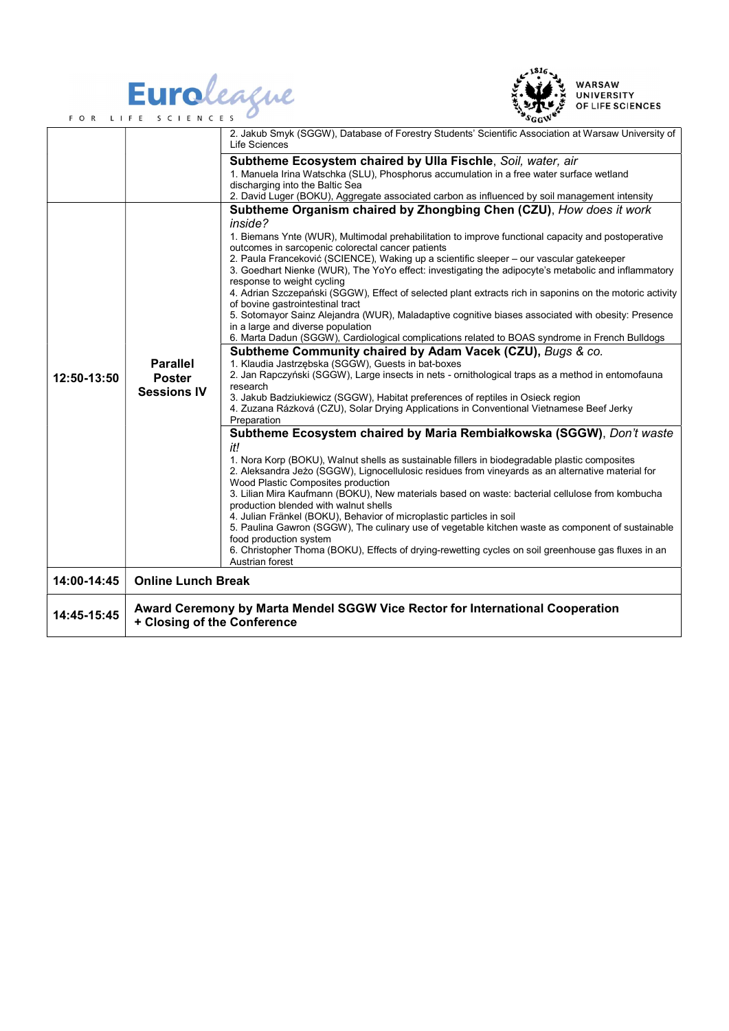| | | |
|---|---|---|
| | | 2. Jakub Smyk (SGGW), Database of Forestry Students' Scientific Association at Warsaw University of Life Sciences |
| | | **Subtheme Ecosystem chaired by Ulla Fischle**, *Soil, water, air*<br>1. Manuela Irina Watschka (SLU), Phosphorus accumulation in a free water surface wetland discharging into the Baltic Sea<br>2. David Luger (BOKU), Aggregate associated carbon as influenced by soil management intensity |
| **12:50-13:50** | **Parallel Poster Sessions IV** | **Subtheme Organism chaired by Zhongbing Chen (CZU)**, *How does it work inside?*<br>1. Biemans Ynte (WUR), Multimodal prehabilitation to improve functional capacity and postoperative outcomes in sarcopenic colorectal cancer patients<br>2. Paula Francekovič (SCIENCE), Waking up a scientific sleeper – our vascular gatekeeper<br>3. Goedhart Nienke (WUR), The YoYo effect: investigating the adipocyte's metabolic and inflammatory response to weight cycling<br>4. Adrian Szczepański (SGGW), Effect of selected plant extracts rich in saponins on the motoric activity of bovine gastrointestinal tract<br>5. Sotomayor Sainz Alejandra (WUR), Maladaptive cognitive biases associated with obesity: Presence in a large and diverse population<br>6. Marta Dadun (SGGW), Cardiological complications related to BOAS syndrome in French Bulldogs |
| | | **Subtheme Community chaired by Adam Vacek (CZU),** *Bugs & co.*<br>1. Klaudia Jastrzębska (SGGW), Guests in bat-boxes<br>2. Jan Rapczyński (SGGW), Large insects in nets - ornithological traps as a method in entomofauna research<br>3. Jakub Badziukiewicz (SGGW), Habitat preferences of reptiles in Osieck region<br>4. Zuzana Rázková (CZU), Solar Drying Applications in Conventional Vietnamese Beef Jerky Preparation |
| | | **Subtheme Ecosystem chaired by Maria Rembiałkowska (SGGW)**, *Don't waste it!*<br>1. Nora Korp (BOKU), Walnut shells as sustainable fillers in biodegradable plastic composites<br>2. Aleksandra Jeżo (SGGW), Lignocellulosic residues from vineyards as an alternative material for Wood Plastic Composites production<br>3. Lilian Mira Kaufmann (BOKU), New materials based on waste: bacterial cellulose from kombucha production blended with walnut shells<br>4. Julian Fränkel (BOKU), Behavior of microplastic particles in soil<br>5. Paulina Gawron (SGGW), The culinary use of vegetable kitchen waste as component of sustainable food production system<br>6. Christopher Thoma (BOKU), Effects of drying-rewetting cycles on soil greenhouse gas fluxes in an Austrian forest |
| **14:00-14:45** | **Online Lunch Break** | |
| **14:45-15:45** | **Award Ceremony by Marta Mendel SGGW Vice Rector for International Cooperation + Closing of the Conference** | |